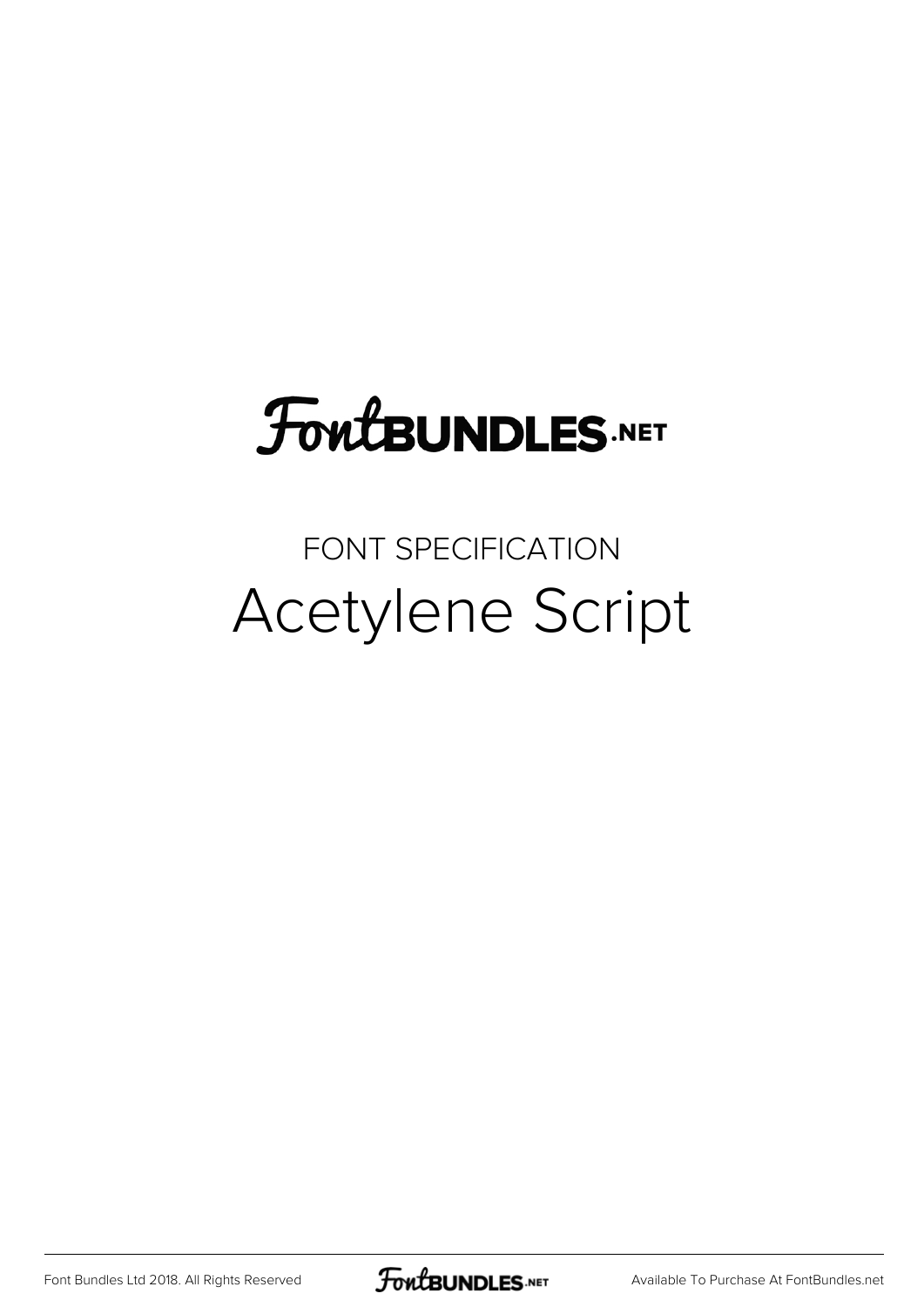FontBUNDLES.NET

FONT SPECIFICATION

# Acetylene Script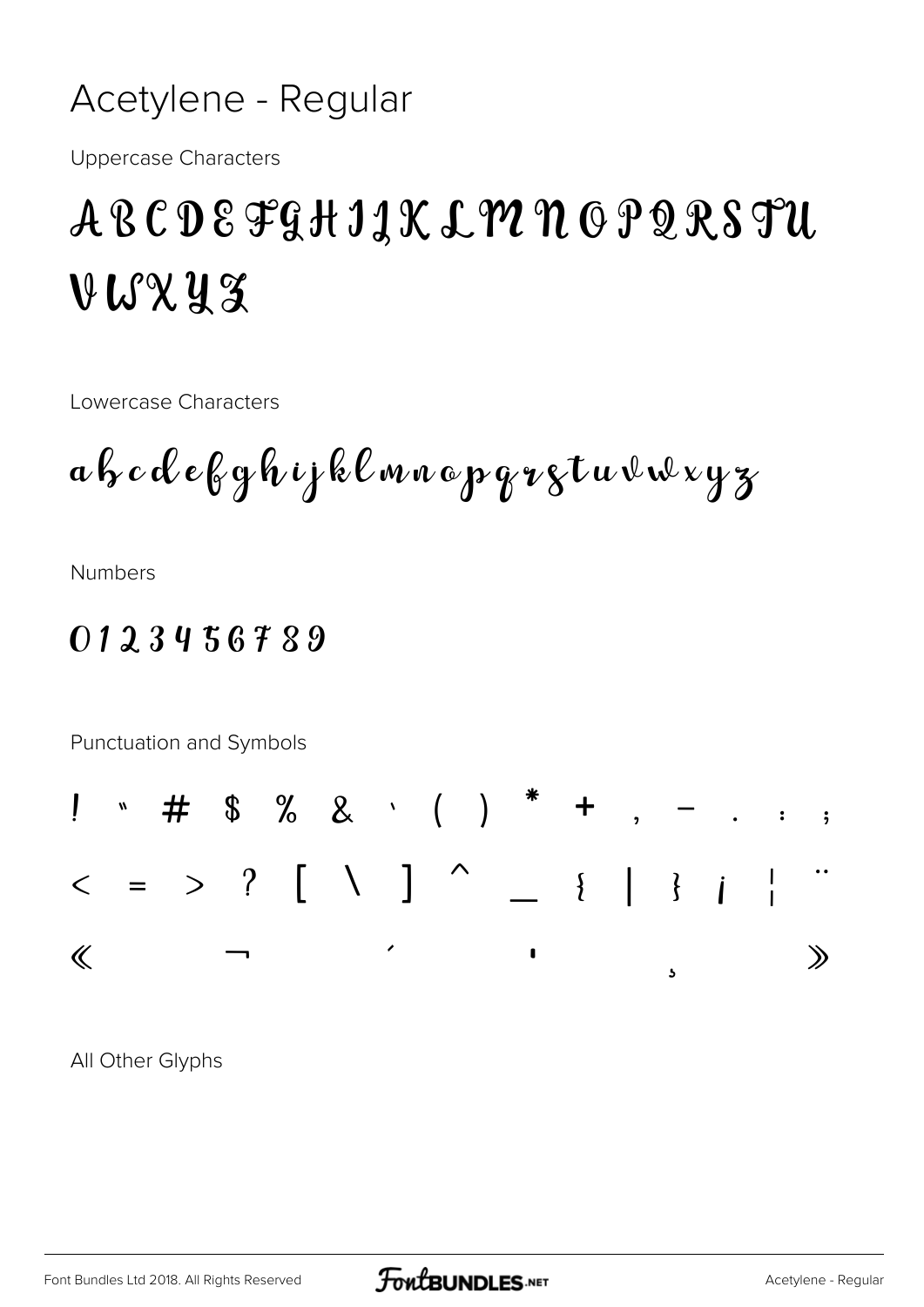# Acetylene - Regular

Uppercase Characters

A B C D E F G H I J K L M N O P Q R S T U V W X Y Z

Lowercase Characters

a b c d e f g h i j k l m n o p q r s t u v w x y z

Numbers

0 1 2 3 4 5 6 7 8 9

Punctuation and Symbols

! " # $ % & ' ( ) * + , - . : ;

< = > ? [ \ ] ^ _ { | } ¡ ¦ ¨

« ¬ ´ · ¸ »

All Other Glyphs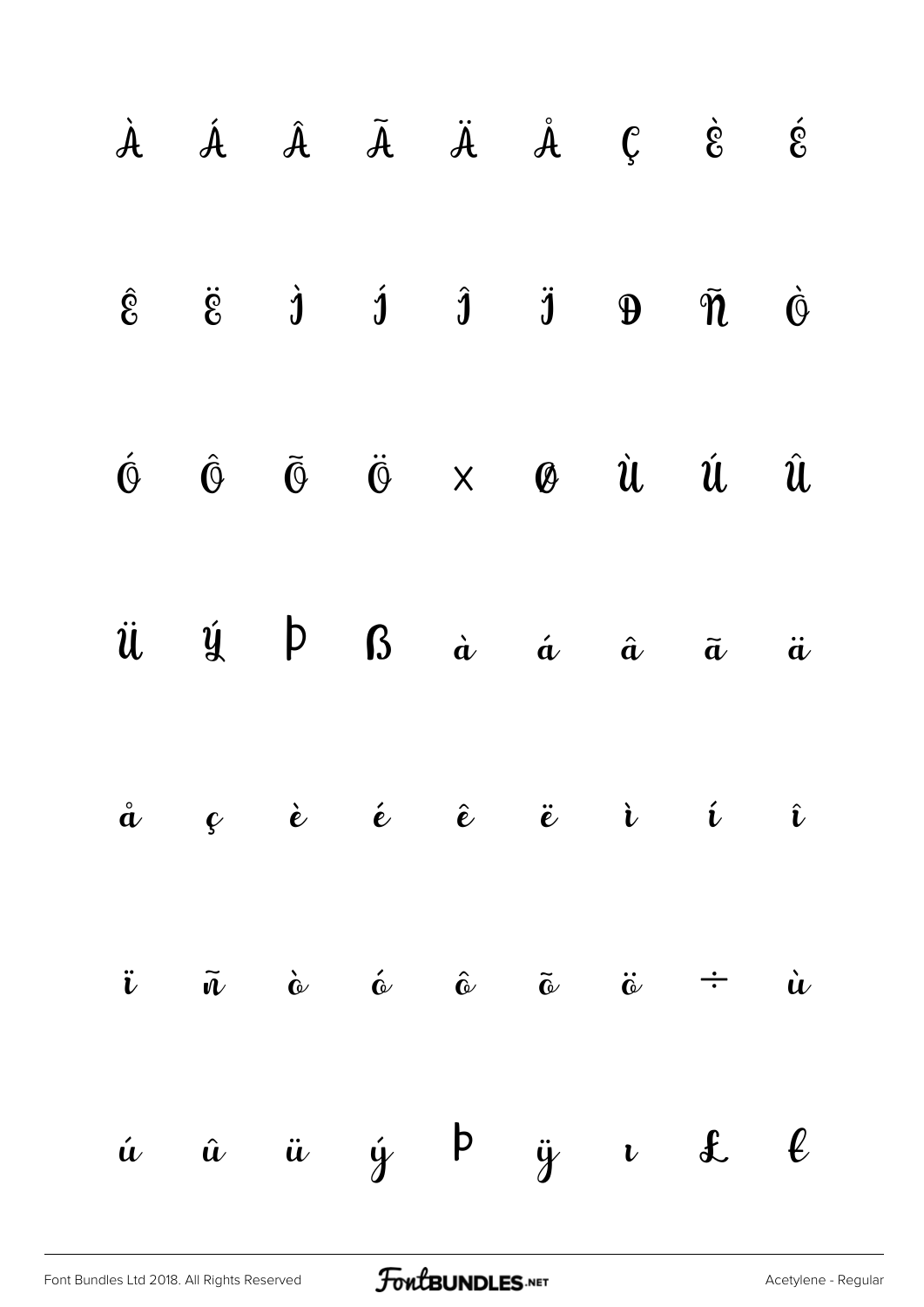À Á Â Ã Ä Å Ç È É

Ê Ë Ì Í Î Ï Ð Ñ Ò

Ó Ô Õ Ö × Ø Ù Ú Û

Ü Ý Þ ß à á â ã ä

å ç è é ê ë ì í î

ï ñ ò ó ô õ ö ÷ ù

ú û ü ý þ ÿ ı £ ℓ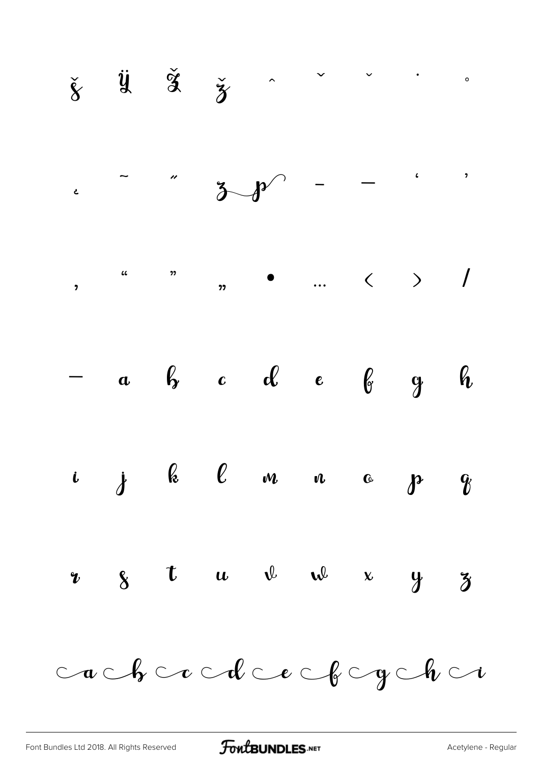š ÿ Ž ž ˆ ˇ ˘ ˙ ˚

˛ ˜ ˝ z p – — ' '

‚ " " „ • … ‹ › ⁄

— a b c d e f g h

i j k l m n o p q

r s t u v w x y z

a b c d e f g h i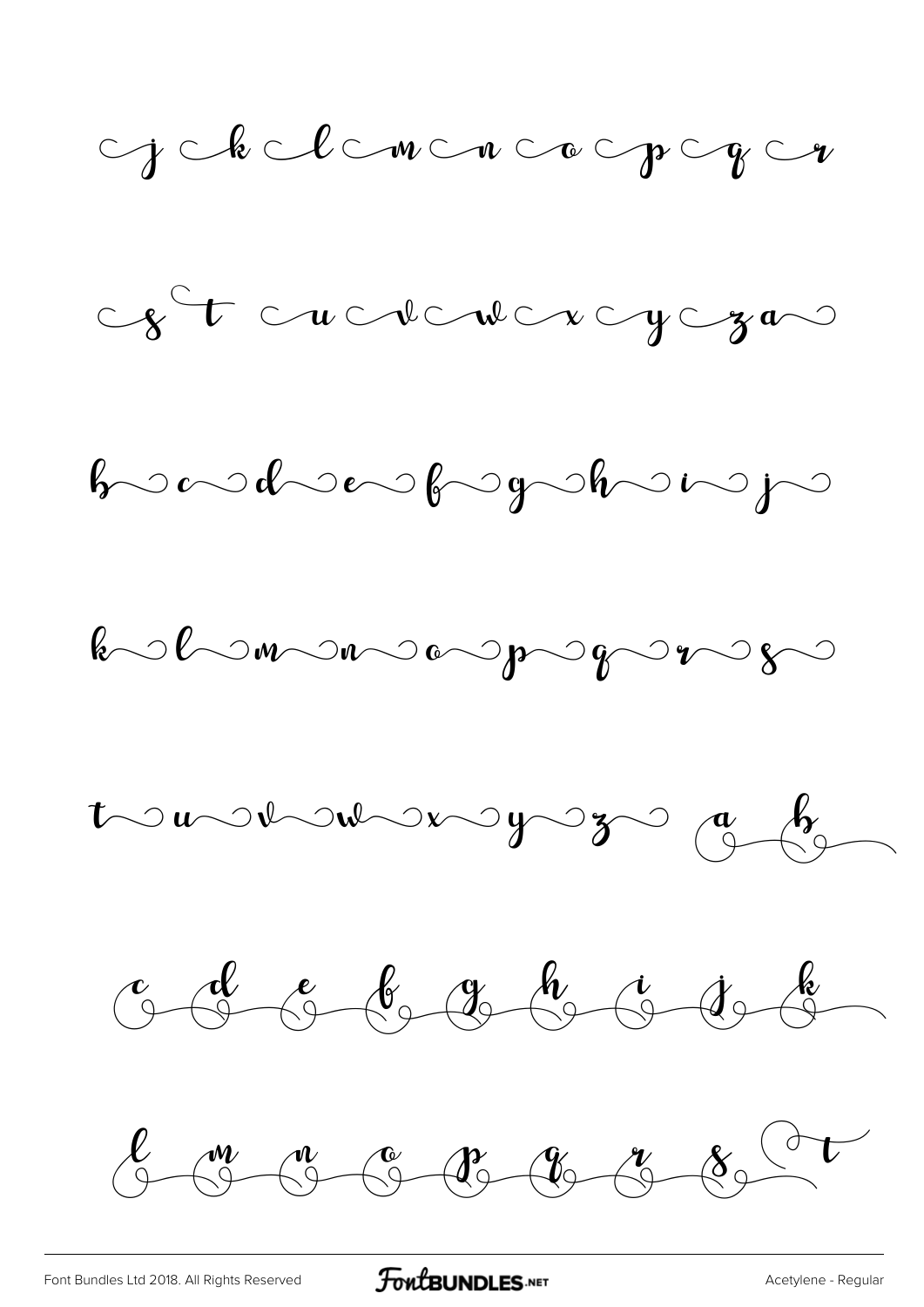j k l m n o p q r

s t u v w x y z a

b c d e f g h i j

k l m n o p q r s

t u v w x y z a b

c d e f g h i j k

l m n o p q r s t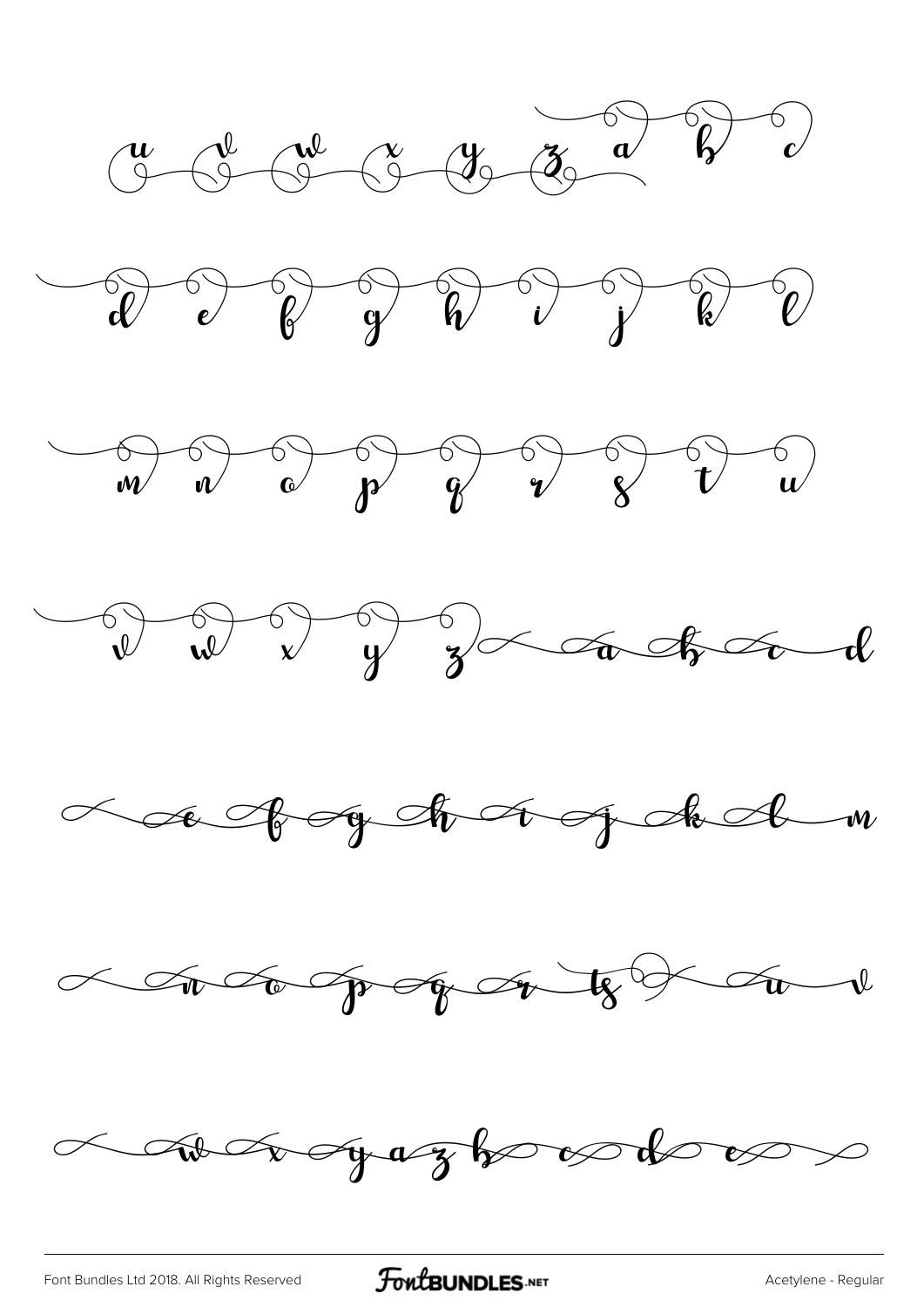u v w x y z a b c

d e f g h i j k l

m n o p q r s t u

v w x y z a b c d

e f g h i j k l m

n o p q r ts u v

w x y a z b c d e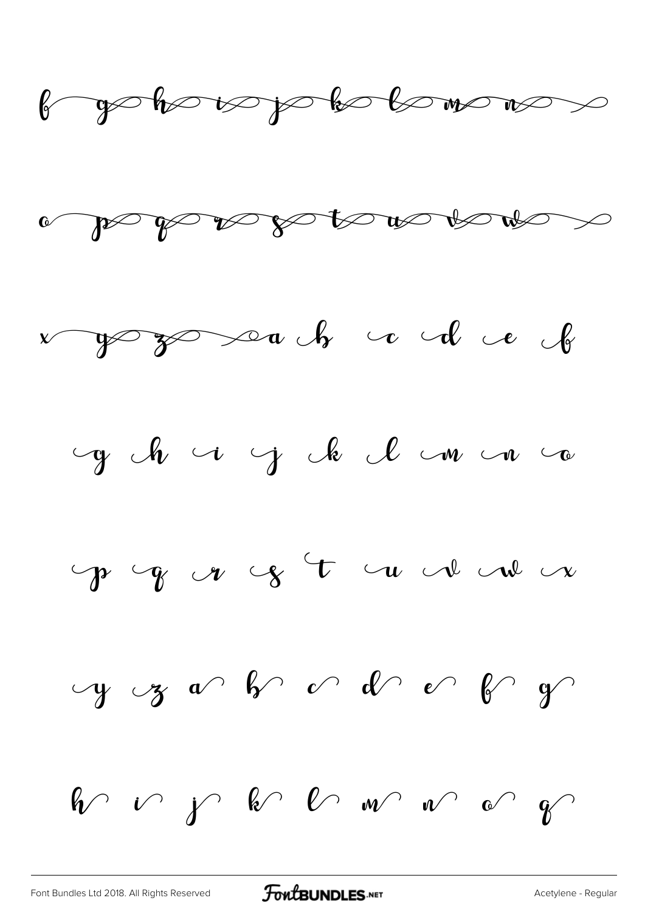f g h i j k l m n

o p q r s t u v w

x y z a b c d e f

g h i j k l m n o

p q r s t u v w x

y z a b c d e f g

h i j k l m n o q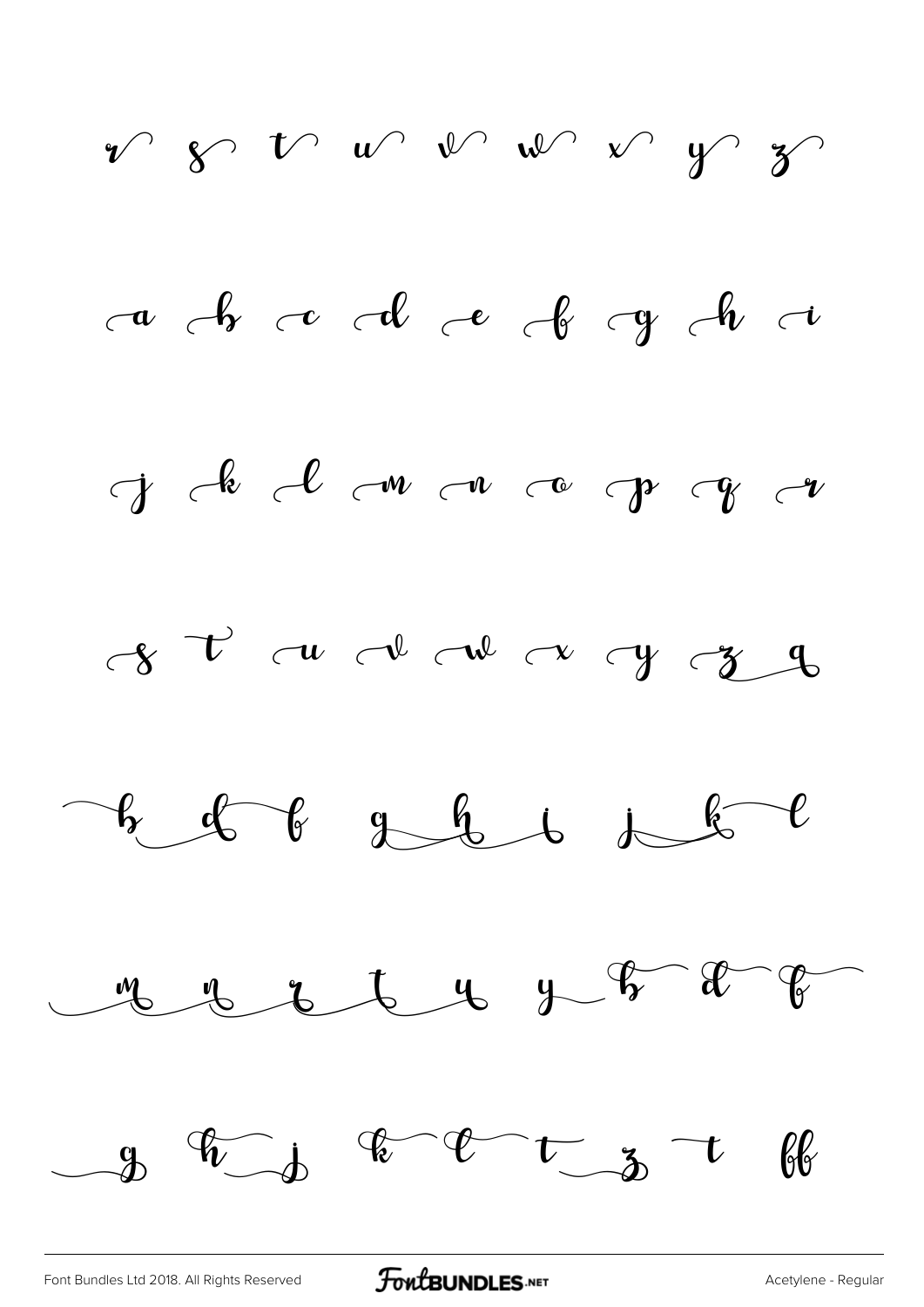r s t u v w x y z

a b c d e f g h i

j k l m n o p q r

s t u v w x y z a

b d f g h i j k l

m n r t u y b d f

g h j k l t z t ff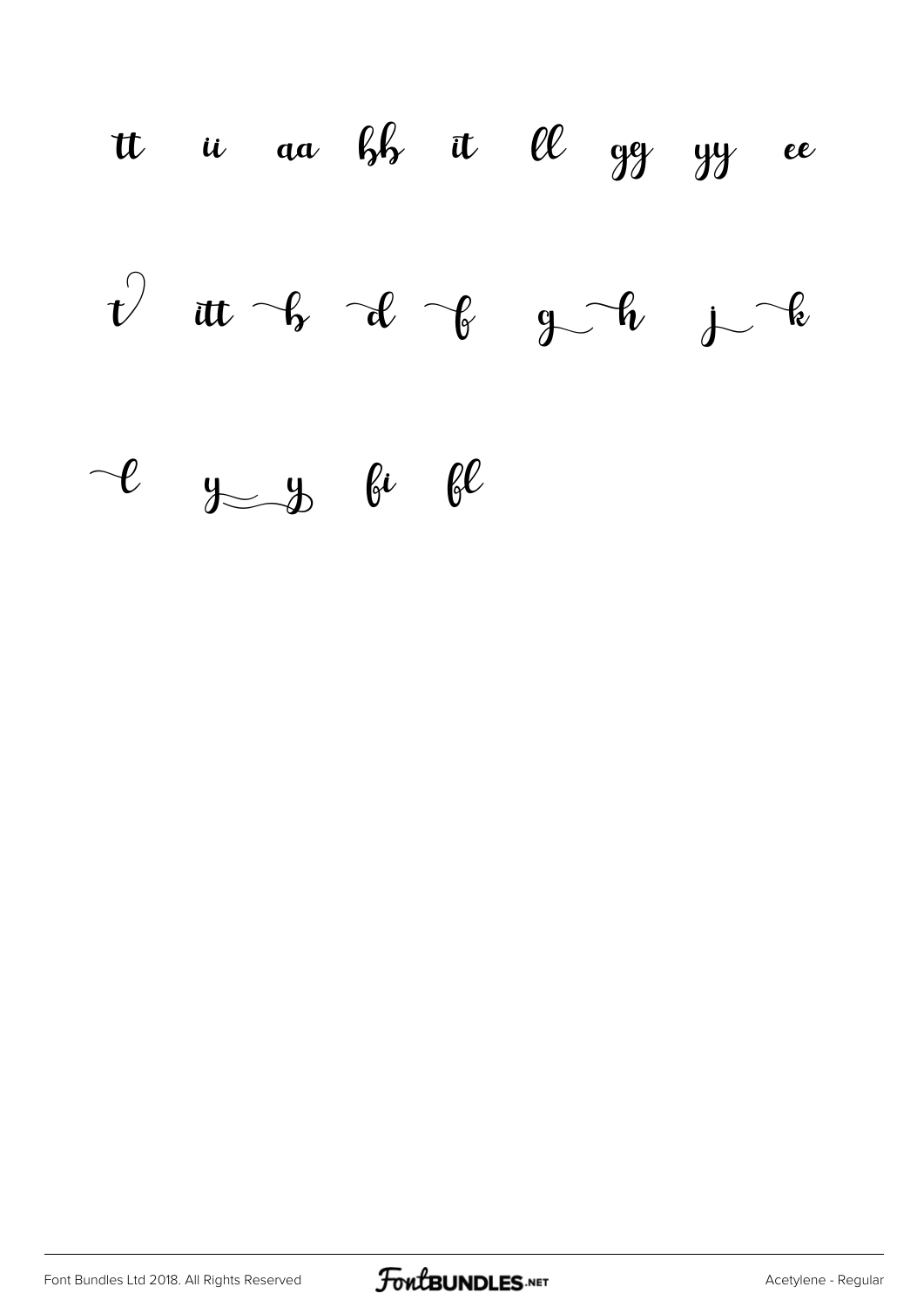tt ii aa bb it ll gg yy ee

t itt b d f g h j k

l y y fi fl